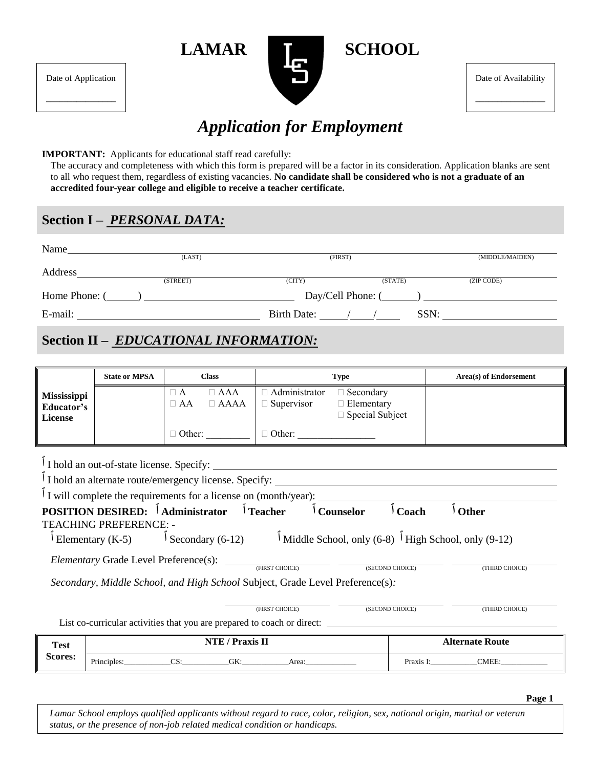# LAMAR SCHOOL

Date of Application

_______________

Date of Availability

_______________

## *Application for Employment*

**IMPORTANT:** Applicants for educational staff read carefully:

The accuracy and completeness with which this form is prepared will be a factor in its consideration. Application blanks are sent to all who request them, regardless of existing vacancies. **No candidate shall be considered who is not a graduate of an accredited four-year college and eligible to receive a teacher certificate.**

## Section I – *PERSONAL DATA:*

Name ________________________________________________
(LAST) (FIRST) (MIDDLE/MAIDEN)

Address ________________________________________________
(STREET) (CITY) (STATE) (ZIP CODE)

Home Phone: (______) ____________________ Day/Cell Phone: (______) ____________________

E-mail: ____________________ Birth Date: ____/____/____ SSN: ____________________

## Section II – *EDUCATIONAL INFORMATION:*

| | State or MPSA | Class | Type | Area(s) of Endorsement |
|---|---|---|---|---|
| **Mississippi Educator's License** | | □ A □ AAA<br>□ AA □ AAAA<br>□ Other: _________ | □ Administrator □ Secondary<br>□ Supervisor □ Elementary<br>□ Special Subject<br>□ Other: ________________ | |

□ I hold an out-of-state license. Specify: ____________________

□ I hold an alternate route/emergency license. Specify: ____________________

□ I will complete the requirements for a license on (month/year): ____________________

**POSITION DESIRED:** □ **Administrator** □ **Teacher** □ **Counselor** □ **Coach** □ **Other**

TEACHING PREFERENCE: -

□ Elementary (K-5) □ Secondary (6-12) □ Middle School, only (6-8) □ High School, only (9-12)

*Elementary* Grade Level Preference(s): ____________ ____________ ____________
(FIRST CHOICE) (SECOND CHOICE) (THIRD CHOICE)

*Secondary, Middle School, and High School* Subject, Grade Level Preference(s)*:*

____________ ____________ ____________
(FIRST CHOICE) (SECOND CHOICE) (THIRD CHOICE)

List co-curricular activities that you are prepared to coach or direct: ____________________

| Test Scores: | NTE / Praxis II | Alternate Route |
|---|---|---|
| | Principles:__________ CS:__________ GK:__________ Area:__________ | Praxis I:__________ CMEE:__________ |

*Lamar School employs qualified applicants without regard to race, color, religion, sex, national origin, marital or veteran status, or the presence of non-job related medical condition or handicaps.*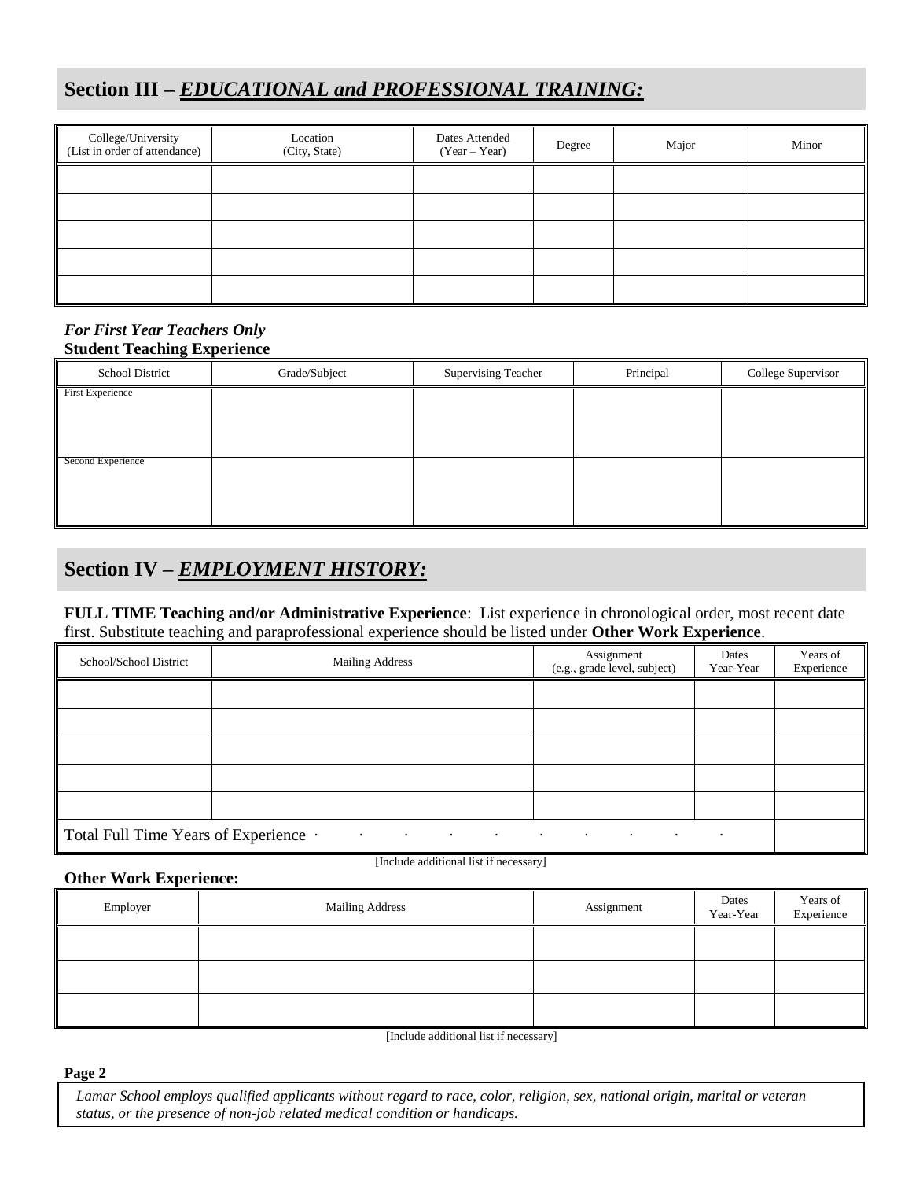## Section III – ***EDUCATIONAL and PROFESSIONAL TRAINING:***

| College/University (List in order of attendance) | Location (City, State) | Dates Attended (Year – Year) | Degree | Major | Minor |
|---|---|---|---|---|---|
| | | | | | |
| | | | | | |
| | | | | | |
| | | | | | |
| | | | | | |

***For First Year Teachers Only***
**Student Teaching Experience**

| School District | Grade/Subject | Supervising Teacher | Principal | College Supervisor |
|---|---|---|---|---|
| First Experience | | | | |
| Second Experience | | | | |

## Section IV – ***EMPLOYMENT HISTORY:***

**FULL TIME Teaching and/or Administrative Experience**: List experience in chronological order, most recent date first. Substitute teaching and paraprofessional experience should be listed under **Other Work Experience**.

| School/School District | Mailing Address | Assignment (e.g., grade level, subject) | Dates Year-Year | Years of Experience |
|---|---|---|---|---|
| | | | | |
| | | | | |
| | | | | |
| | | | | |
| | | | | |
| Total Full Time Years of Experience . . . . . . . . . . . | | | | |

[Include additional list if necessary]

**Other Work Experience:**

| Employer | Mailing Address | Assignment | Dates Year-Year | Years of Experience |
|---|---|---|---|---|
| | | | | |
| | | | | |
| | | | | |

[Include additional list if necessary]

*Lamar School employs qualified applicants without regard to race, color, religion, sex, national origin, marital or veteran status, or the presence of non-job related medical condition or handicaps.*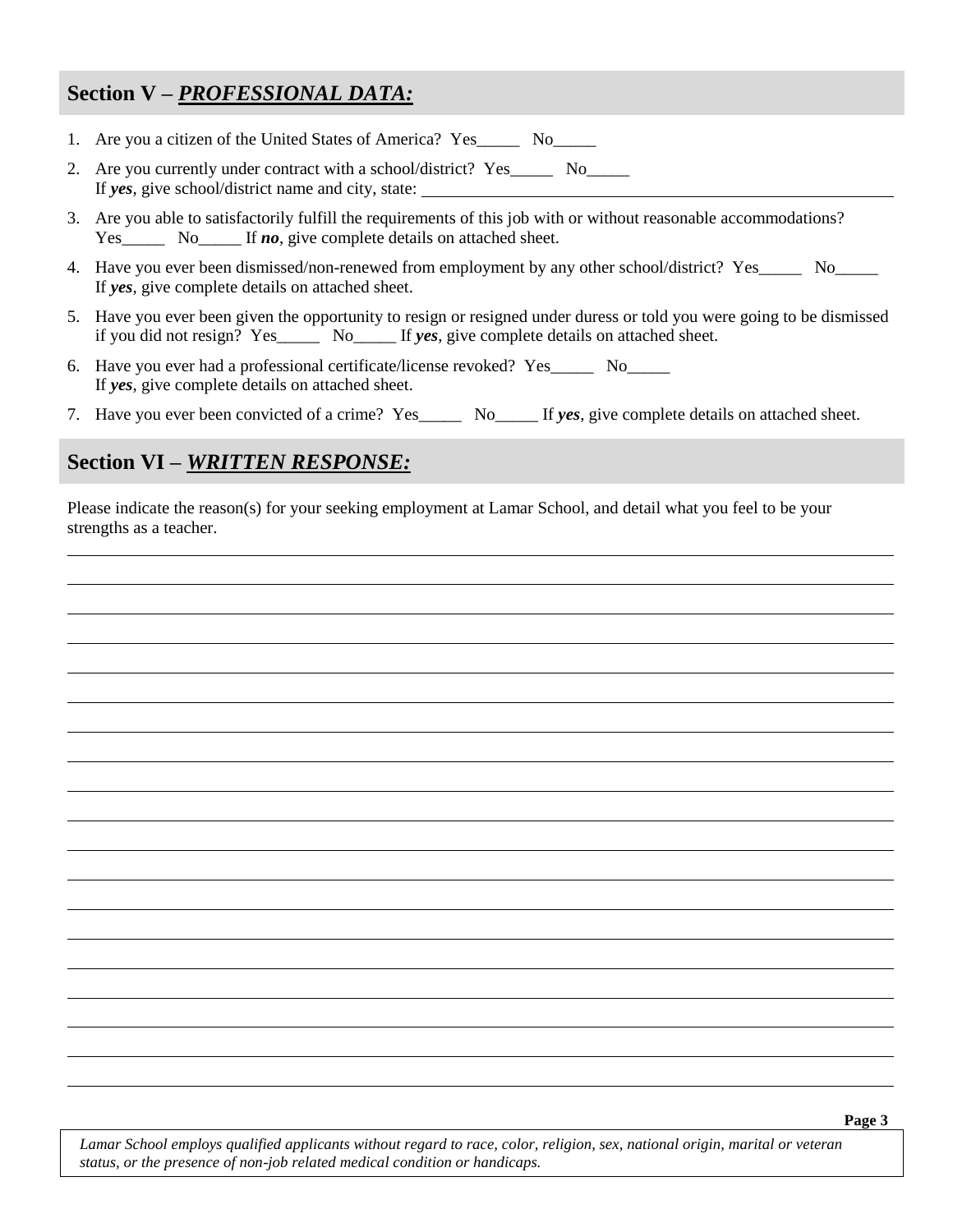## Section V – ***PROFESSIONAL DATA:***

1. Are you a citizen of the United States of America? Yes_____ No_____
2. Are you currently under contract with a school/district? Yes_____ No_____
   If ***yes***, give school/district name and city, state: ____________________
3. Are you able to satisfactorily fulfill the requirements of this job with or without reasonable accommodations? Yes_____ No_____ If ***no***, give complete details on attached sheet.
4. Have you ever been dismissed/non-renewed from employment by any other school/district? Yes_____ No_____
   If ***yes***, give complete details on attached sheet.
5. Have you ever been given the opportunity to resign or resigned under duress or told you were going to be dismissed if you did not resign? Yes_____ No_____ If ***yes***, give complete details on attached sheet.
6. Have you ever had a professional certificate/license revoked? Yes_____ No_____
   If ***yes***, give complete details on attached sheet.
7. Have you ever been convicted of a crime? Yes_____ No_____ If ***yes***, give complete details on attached sheet.

## Section VI – ***WRITTEN RESPONSE:***

Please indicate the reason(s) for your seeking employment at Lamar School, and detail what you feel to be your strengths as a teacher.

____________________

____________________

____________________

____________________

____________________

____________________

____________________

____________________

____________________

____________________

____________________

____________________

____________________

____________________

____________________

____________________

____________________

____________________

*Lamar School employs qualified applicants without regard to race, color, religion, sex, national origin, marital or veteran status, or the presence of non-job related medical condition or handicaps.*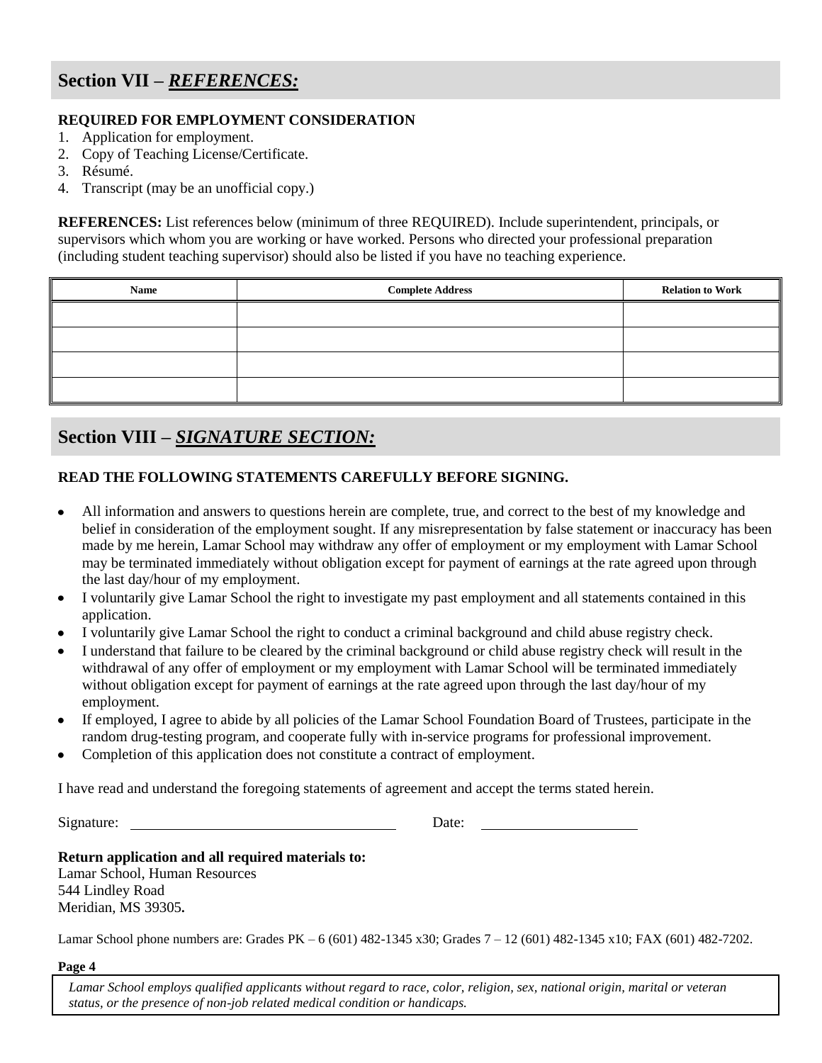## Section VII – ***REFERENCES:***

**REQUIRED FOR EMPLOYMENT CONSIDERATION**

1. Application for employment.
2. Copy of Teaching License/Certificate.
3. Résumé.
4. Transcript (may be an unofficial copy.)

**REFERENCES:** List references below (minimum of three REQUIRED). Include superintendent, principals, or supervisors which whom you are working or have worked. Persons who directed your professional preparation (including student teaching supervisor) should also be listed if you have no teaching experience.

| Name | Complete Address | Relation to Work |
|---|---|---|
| | | |
| | | |
| | | |
| | | |

## Section VIII – ***SIGNATURE SECTION:***

**READ THE FOLLOWING STATEMENTS CAREFULLY BEFORE SIGNING.**

- All information and answers to questions herein are complete, true, and correct to the best of my knowledge and belief in consideration of the employment sought. If any misrepresentation by false statement or inaccuracy has been made by me herein, Lamar School may withdraw any offer of employment or my employment with Lamar School may be terminated immediately without obligation except for payment of earnings at the rate agreed upon through the last day/hour of my employment.
- I voluntarily give Lamar School the right to investigate my past employment and all statements contained in this application.
- I voluntarily give Lamar School the right to conduct a criminal background and child abuse registry check.
- I understand that failure to be cleared by the criminal background or child abuse registry check will result in the withdrawal of any offer of employment or my employment with Lamar School will be terminated immediately without obligation except for payment of earnings at the rate agreed upon through the last day/hour of my employment.
- If employed, I agree to abide by all policies of the Lamar School Foundation Board of Trustees, participate in the random drug-testing program, and cooperate fully with in-service programs for professional improvement.
- Completion of this application does not constitute a contract of employment.

I have read and understand the foregoing statements of agreement and accept the terms stated herein.

Signature: ____________________________________ Date: ______________________

**Return application and all required materials to:**
Lamar School, Human Resources
544 Lindley Road
Meridian, MS 39305**.**

Lamar School phone numbers are: Grades PK – 6 (601) 482-1345 x30; Grades 7 – 12 (601) 482-1345 x10; FAX (601) 482-7202.

*Lamar School employs qualified applicants without regard to race, color, religion, sex, national origin, marital or veteran status, or the presence of non-job related medical condition or handicaps.*